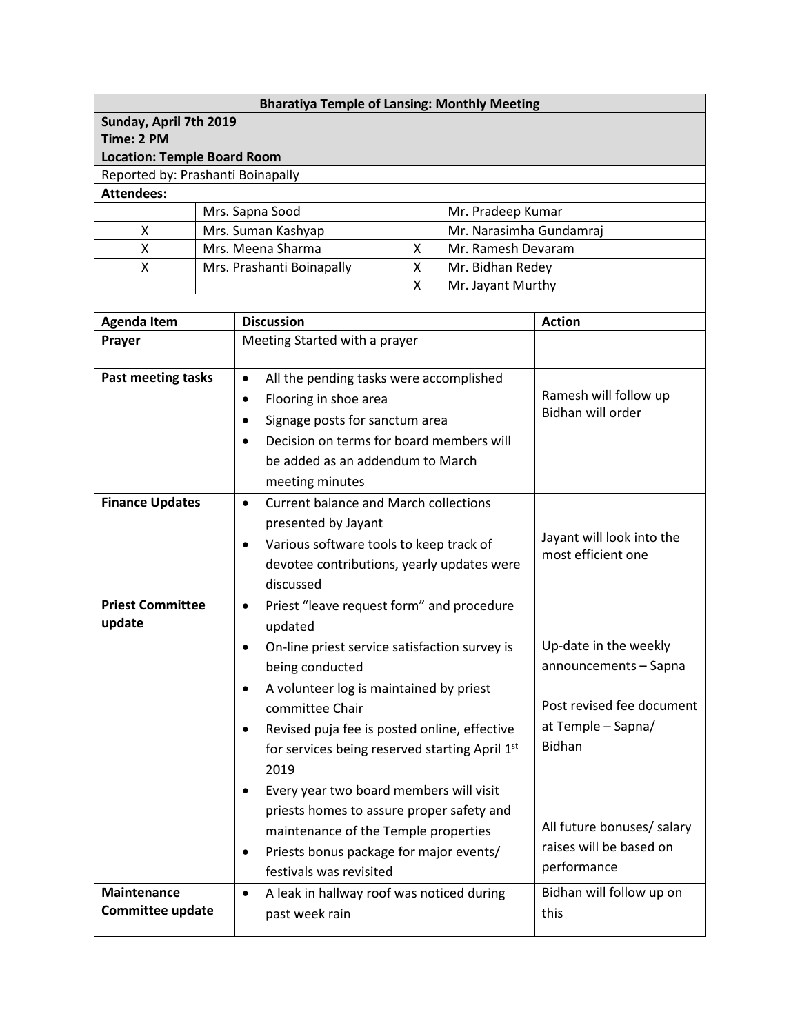| Bharatiya Temple of Lansing: Monthly Meeting | | | |
|---|---|---|---|
| **Sunday, April 7th 2019**<br>**Time: 2 PM**<br>**Location: Temple Board Room** | | | |
| Reported by: Prashanti Boinapally | | | |
| **Attendees:** | | | |
| | Mrs. Sapna Sood | | Mr. Pradeep Kumar |
| X | Mrs. Suman Kashyap | | Mr. Narasimha Gundamraj |
| X | Mrs. Meena Sharma | X | Mr. Ramesh Devaram |
| X | Mrs. Prashanti Boinapally | X | Mr. Bidhan Redey |
| | | X | Mr. Jayant Murthy |

| Agenda Item | Discussion | Action |
|---|---|---|
| **Prayer** | Meeting Started with a prayer | |
| **Past meeting tasks** | • All the pending tasks were accomplished<br>• Flooring in shoe area<br>• Signage posts for sanctum area<br>• Decision on terms for board members will be added as an addendum to March meeting minutes | Ramesh will follow up<br>Bidhan will order |
| **Finance Updates** | • Current balance and March collections presented by Jayant<br>• Various software tools to keep track of devotee contributions, yearly updates were discussed | Jayant will look into the most efficient one |
| **Priest Committee update** | • Priest "leave request form" and procedure updated<br>• On-line priest service satisfaction survey is being conducted<br>• A volunteer log is maintained by priest committee Chair<br>• Revised puja fee is posted online, effective for services being reserved starting April 1st 2019<br>• Every year two board members will visit priests homes to assure proper safety and maintenance of the Temple properties<br>• Priests bonus package for major events/ festivals was revisited | Up-date in the weekly announcements – Sapna<br><br>Post revised fee document at Temple – Sapna/ Bidhan<br><br>All future bonuses/ salary raises will be based on performance |
| **Maintenance Committee update** | • A leak in hallway roof was noticed during past week rain | Bidhan will follow up on this |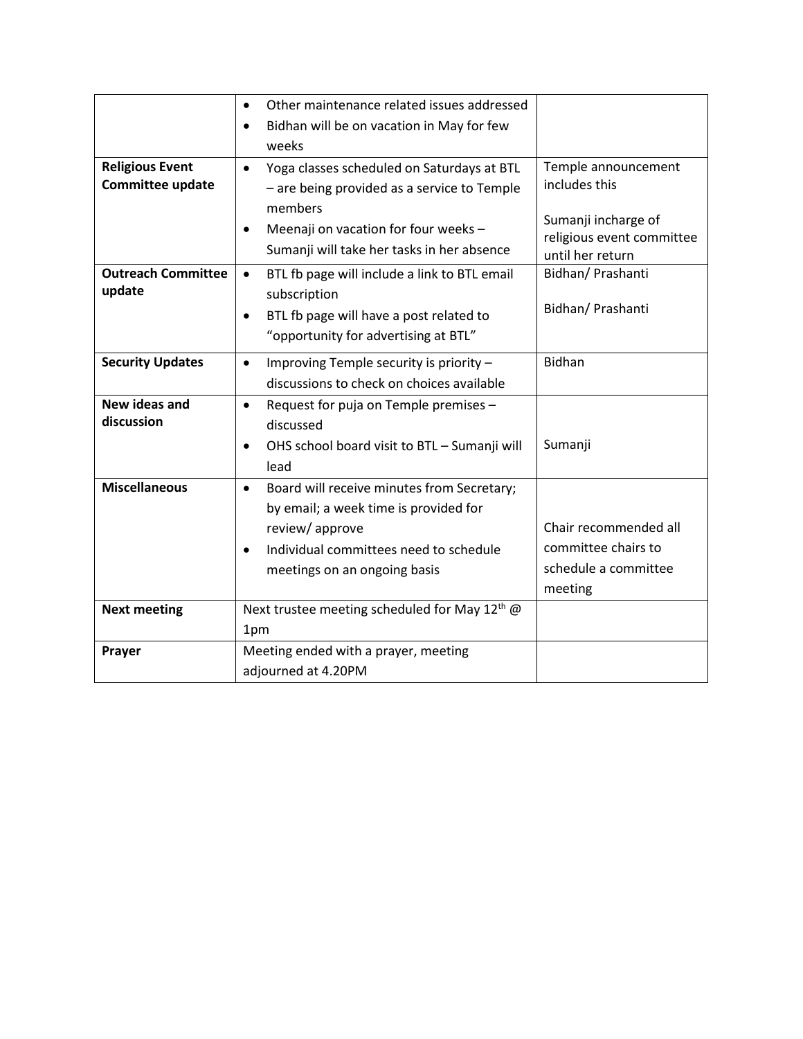| | | |
|---|---|---|
| | • Other maintenance related issues addressed<br>• Bidhan will be on vacation in May for few weeks | |
| **Religious Event Committee update** | • Yoga classes scheduled on Saturdays at BTL – are being provided as a service to Temple members<br>• Meenaji on vacation for four weeks – Sumanji will take her tasks in her absence | Temple announcement includes this<br><br>Sumanji incharge of religious event committee until her return |
| **Outreach Committee update** | • BTL fb page will include a link to BTL email subscription<br>• BTL fb page will have a post related to "opportunity for advertising at BTL" | Bidhan/ Prashanti<br><br>Bidhan/ Prashanti |
| **Security Updates** | • Improving Temple security is priority – discussions to check on choices available | Bidhan |
| **New ideas and discussion** | • Request for puja on Temple premises – discussed<br>• OHS school board visit to BTL – Sumanji will lead | Sumanji |
| **Miscellaneous** | • Board will receive minutes from Secretary; by email; a week time is provided for review/ approve<br>• Individual committees need to schedule meetings on an ongoing basis | Chair recommended all committee chairs to schedule a committee meeting |
| **Next meeting** | Next trustee meeting scheduled for May 12th @ 1pm | |
| **Prayer** | Meeting ended with a prayer, meeting adjourned at 4.20PM | |